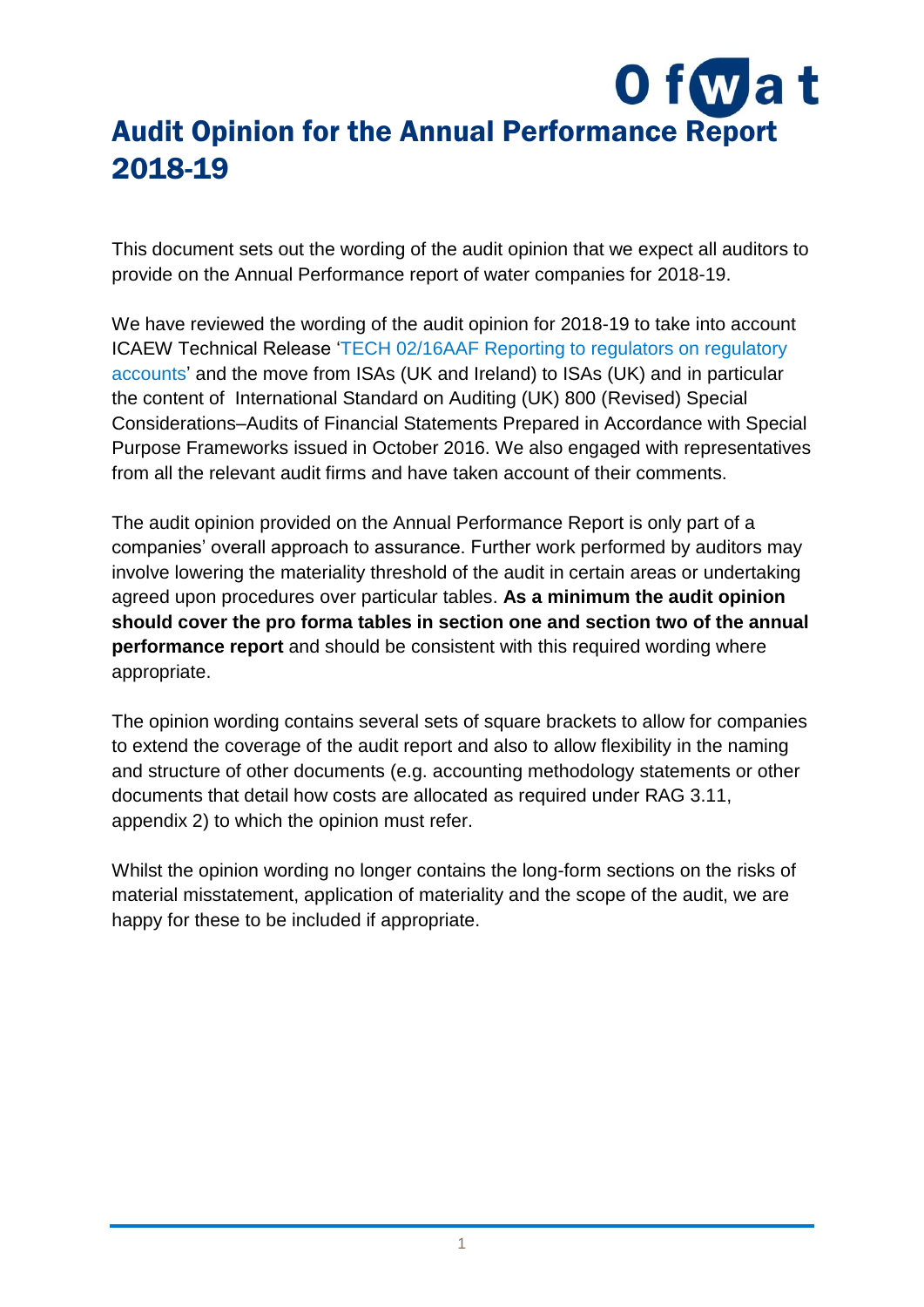# Audit Opinion for the Annual Performance Report 2018-19

This document sets out the wording of the audit opinion that we expect all auditors to provide on the Annual Performance report of water companies for 2018-19.

We have reviewed the wording of the audit opinion for 2018-19 to take into account ICAEW Technical Release 'TECH 02/16AAF Reporting to regulators on regulatory accounts' and the move from ISAs (UK and Ireland) to ISAs (UK) and in particular the content of International Standard on Auditing (UK) 800 (Revised) Special Considerations–Audits of Financial Statements Prepared in Accordance with Special Purpose Frameworks issued in October 2016. We also engaged with representatives from all the relevant audit firms and have taken account of their comments.

The audit opinion provided on the Annual Performance Report is only part of a companies' overall approach to assurance. Further work performed by auditors may involve lowering the materiality threshold of the audit in certain areas or undertaking agreed upon procedures over particular tables. **As a minimum the audit opinion should cover the pro forma tables in section one and section two of the annual performance report** and should be consistent with this required wording where appropriate.

The opinion wording contains several sets of square brackets to allow for companies to extend the coverage of the audit report and also to allow flexibility in the naming and structure of other documents (e.g. accounting methodology statements or other documents that detail how costs are allocated as required under RAG 3.11, appendix 2) to which the opinion must refer.

Whilst the opinion wording no longer contains the long-form sections on the risks of material misstatement, application of materiality and the scope of the audit, we are happy for these to be included if appropriate.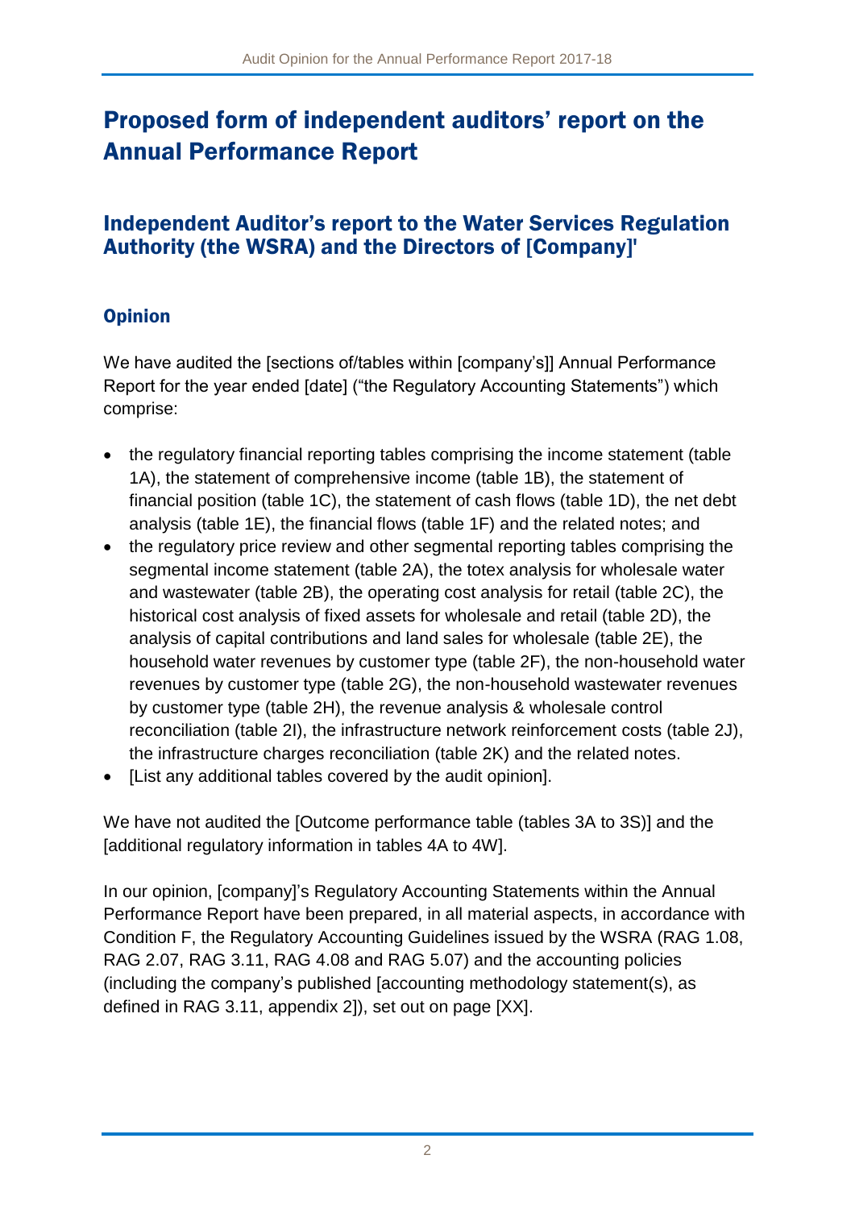# Proposed form of independent auditors' report on the Annual Performance Report

## Independent Auditor's report to the Water Services Regulation Authority (the WSRA) and the Directors of [Company]'

### Opinion

We have audited the [sections of/tables within [company's]] Annual Performance Report for the year ended [date] ("the Regulatory Accounting Statements") which comprise:

- the regulatory financial reporting tables comprising the income statement (table 1A), the statement of comprehensive income (table 1B), the statement of financial position (table 1C), the statement of cash flows (table 1D), the net debt analysis (table 1E), the financial flows (table 1F) and the related notes; and
- the regulatory price review and other segmental reporting tables comprising the segmental income statement (table 2A), the totex analysis for wholesale water and wastewater (table 2B), the operating cost analysis for retail (table 2C), the historical cost analysis of fixed assets for wholesale and retail (table 2D), the analysis of capital contributions and land sales for wholesale (table 2E), the household water revenues by customer type (table 2F), the non-household water revenues by customer type (table 2G), the non-household wastewater revenues by customer type (table 2H), the revenue analysis & wholesale control reconciliation (table 2I), the infrastructure network reinforcement costs (table 2J), the infrastructure charges reconciliation (table 2K) and the related notes.
- [List any additional tables covered by the audit opinion].

We have not audited the [Outcome performance table (tables 3A to 3S)] and the [additional regulatory information in tables 4A to 4W].

In our opinion, [company]'s Regulatory Accounting Statements within the Annual Performance Report have been prepared, in all material aspects, in accordance with Condition F, the Regulatory Accounting Guidelines issued by the WSRA (RAG 1.08, RAG 2.07, RAG 3.11, RAG 4.08 and RAG 5.07) and the accounting policies (including the company's published [accounting methodology statement(s), as defined in RAG 3.11, appendix 2]), set out on page [XX].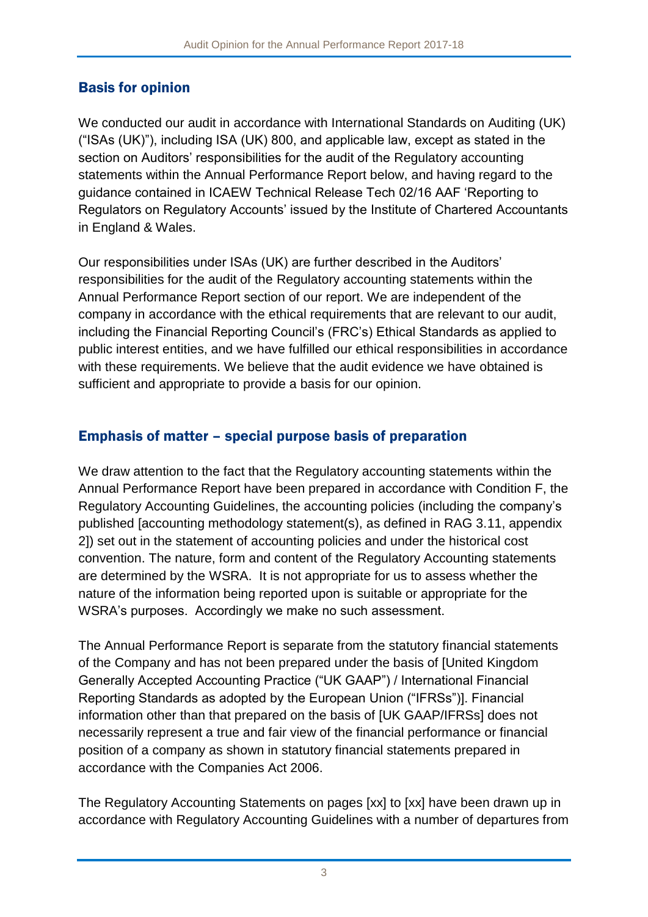## Basis for opinion

We conducted our audit in accordance with International Standards on Auditing (UK) ("ISAs (UK)"), including ISA (UK) 800, and applicable law, except as stated in the section on Auditors' responsibilities for the audit of the Regulatory accounting statements within the Annual Performance Report below, and having regard to the guidance contained in ICAEW Technical Release Tech 02/16 AAF 'Reporting to Regulators on Regulatory Accounts' issued by the Institute of Chartered Accountants in England & Wales.

Our responsibilities under ISAs (UK) are further described in the Auditors' responsibilities for the audit of the Regulatory accounting statements within the Annual Performance Report section of our report. We are independent of the company in accordance with the ethical requirements that are relevant to our audit, including the Financial Reporting Council's (FRC's) Ethical Standards as applied to public interest entities, and we have fulfilled our ethical responsibilities in accordance with these requirements. We believe that the audit evidence we have obtained is sufficient and appropriate to provide a basis for our opinion.

## Emphasis of matter – special purpose basis of preparation

We draw attention to the fact that the Regulatory accounting statements within the Annual Performance Report have been prepared in accordance with Condition F, the Regulatory Accounting Guidelines, the accounting policies (including the company's published [accounting methodology statement(s), as defined in RAG 3.11, appendix 2]) set out in the statement of accounting policies and under the historical cost convention. The nature, form and content of the Regulatory Accounting statements are determined by the WSRA. It is not appropriate for us to assess whether the nature of the information being reported upon is suitable or appropriate for the WSRA's purposes. Accordingly we make no such assessment.

The Annual Performance Report is separate from the statutory financial statements of the Company and has not been prepared under the basis of [United Kingdom Generally Accepted Accounting Practice ("UK GAAP") / International Financial Reporting Standards as adopted by the European Union ("IFRSs")]. Financial information other than that prepared on the basis of [UK GAAP/IFRSs] does not necessarily represent a true and fair view of the financial performance or financial position of a company as shown in statutory financial statements prepared in accordance with the Companies Act 2006.

The Regulatory Accounting Statements on pages [xx] to [xx] have been drawn up in accordance with Regulatory Accounting Guidelines with a number of departures from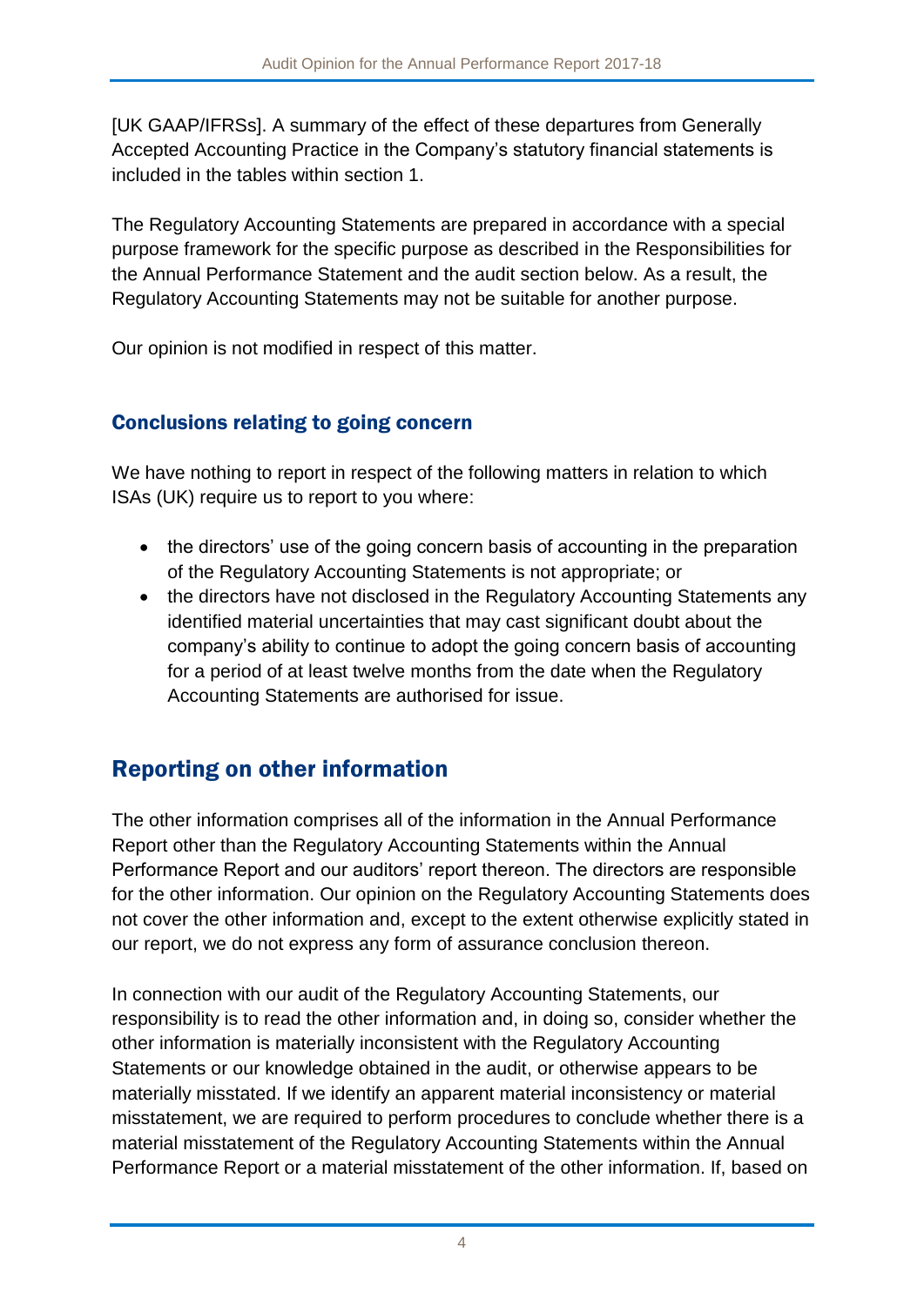[UK GAAP/IFRSs]. A summary of the effect of these departures from Generally Accepted Accounting Practice in the Company's statutory financial statements is included in the tables within section 1.

The Regulatory Accounting Statements are prepared in accordance with a special purpose framework for the specific purpose as described in the Responsibilities for the Annual Performance Statement and the audit section below. As a result, the Regulatory Accounting Statements may not be suitable for another purpose.

Our opinion is not modified in respect of this matter.

### Conclusions relating to going concern

We have nothing to report in respect of the following matters in relation to which ISAs (UK) require us to report to you where:

- the directors' use of the going concern basis of accounting in the preparation of the Regulatory Accounting Statements is not appropriate; or
- the directors have not disclosed in the Regulatory Accounting Statements any identified material uncertainties that may cast significant doubt about the company's ability to continue to adopt the going concern basis of accounting for a period of at least twelve months from the date when the Regulatory Accounting Statements are authorised for issue.

## Reporting on other information

The other information comprises all of the information in the Annual Performance Report other than the Regulatory Accounting Statements within the Annual Performance Report and our auditors' report thereon. The directors are responsible for the other information. Our opinion on the Regulatory Accounting Statements does not cover the other information and, except to the extent otherwise explicitly stated in our report, we do not express any form of assurance conclusion thereon.

In connection with our audit of the Regulatory Accounting Statements, our responsibility is to read the other information and, in doing so, consider whether the other information is materially inconsistent with the Regulatory Accounting Statements or our knowledge obtained in the audit, or otherwise appears to be materially misstated. If we identify an apparent material inconsistency or material misstatement, we are required to perform procedures to conclude whether there is a material misstatement of the Regulatory Accounting Statements within the Annual Performance Report or a material misstatement of the other information. If, based on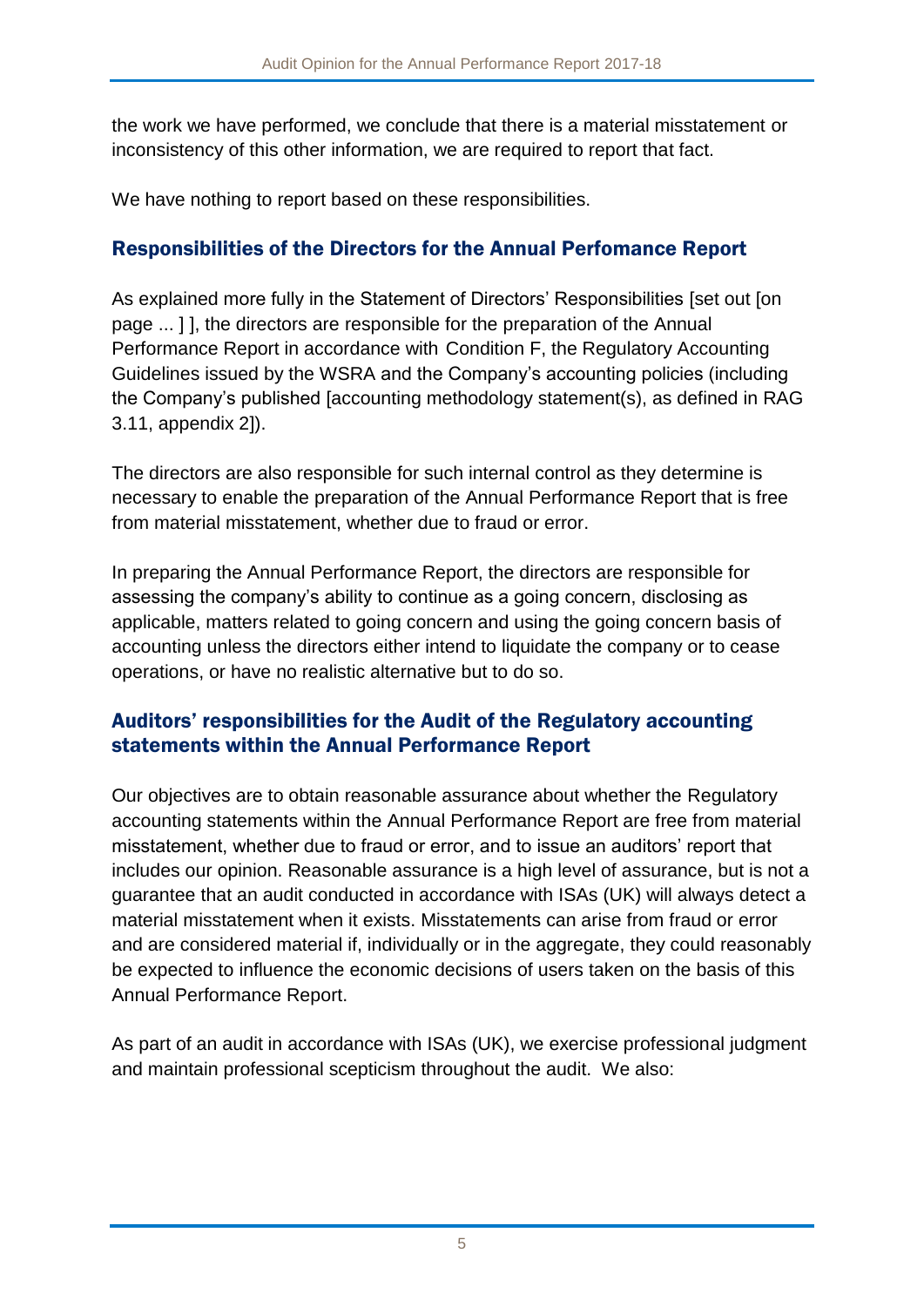the work we have performed, we conclude that there is a material misstatement or inconsistency of this other information, we are required to report that fact.

We have nothing to report based on these responsibilities.

## Responsibilities of the Directors for the Annual Perfomance Report

As explained more fully in the Statement of Directors' Responsibilities [set out [on page ... ] ], the directors are responsible for the preparation of the Annual Performance Report in accordance with Condition F, the Regulatory Accounting Guidelines issued by the WSRA and the Company's accounting policies (including the Company's published [accounting methodology statement(s), as defined in RAG 3.11, appendix 2]).

The directors are also responsible for such internal control as they determine is necessary to enable the preparation of the Annual Performance Report that is free from material misstatement, whether due to fraud or error.

In preparing the Annual Performance Report, the directors are responsible for assessing the company's ability to continue as a going concern, disclosing as applicable, matters related to going concern and using the going concern basis of accounting unless the directors either intend to liquidate the company or to cease operations, or have no realistic alternative but to do so.

## Auditors' responsibilities for the Audit of the Regulatory accounting statements within the Annual Performance Report

Our objectives are to obtain reasonable assurance about whether the Regulatory accounting statements within the Annual Performance Report are free from material misstatement, whether due to fraud or error, and to issue an auditors' report that includes our opinion. Reasonable assurance is a high level of assurance, but is not a guarantee that an audit conducted in accordance with ISAs (UK) will always detect a material misstatement when it exists. Misstatements can arise from fraud or error and are considered material if, individually or in the aggregate, they could reasonably be expected to influence the economic decisions of users taken on the basis of this Annual Performance Report.

As part of an audit in accordance with ISAs (UK), we exercise professional judgment and maintain professional scepticism throughout the audit. We also: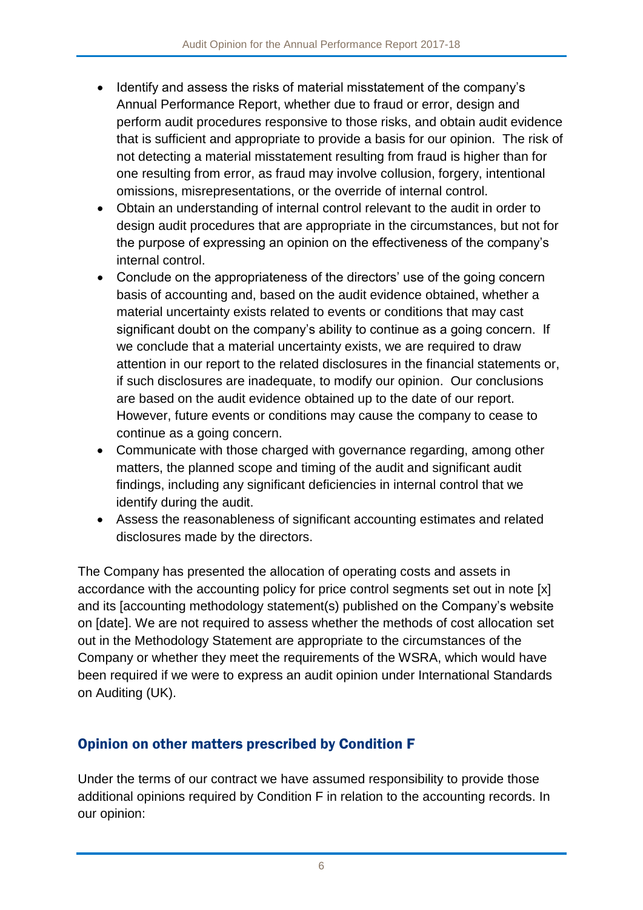- Identify and assess the risks of material misstatement of the company's Annual Performance Report, whether due to fraud or error, design and perform audit procedures responsive to those risks, and obtain audit evidence that is sufficient and appropriate to provide a basis for our opinion. The risk of not detecting a material misstatement resulting from fraud is higher than for one resulting from error, as fraud may involve collusion, forgery, intentional omissions, misrepresentations, or the override of internal control.
- Obtain an understanding of internal control relevant to the audit in order to design audit procedures that are appropriate in the circumstances, but not for the purpose of expressing an opinion on the effectiveness of the company's internal control.
- Conclude on the appropriateness of the directors' use of the going concern basis of accounting and, based on the audit evidence obtained, whether a material uncertainty exists related to events or conditions that may cast significant doubt on the company's ability to continue as a going concern. If we conclude that a material uncertainty exists, we are required to draw attention in our report to the related disclosures in the financial statements or, if such disclosures are inadequate, to modify our opinion. Our conclusions are based on the audit evidence obtained up to the date of our report. However, future events or conditions may cause the company to cease to continue as a going concern.
- Communicate with those charged with governance regarding, among other matters, the planned scope and timing of the audit and significant audit findings, including any significant deficiencies in internal control that we identify during the audit.
- Assess the reasonableness of significant accounting estimates and related disclosures made by the directors.

The Company has presented the allocation of operating costs and assets in accordance with the accounting policy for price control segments set out in note [x] and its [accounting methodology statement(s) published on the Company's website on [date]. We are not required to assess whether the methods of cost allocation set out in the Methodology Statement are appropriate to the circumstances of the Company or whether they meet the requirements of the WSRA, which would have been required if we were to express an audit opinion under International Standards on Auditing (UK).

## Opinion on other matters prescribed by Condition F

Under the terms of our contract we have assumed responsibility to provide those additional opinions required by Condition F in relation to the accounting records. In our opinion: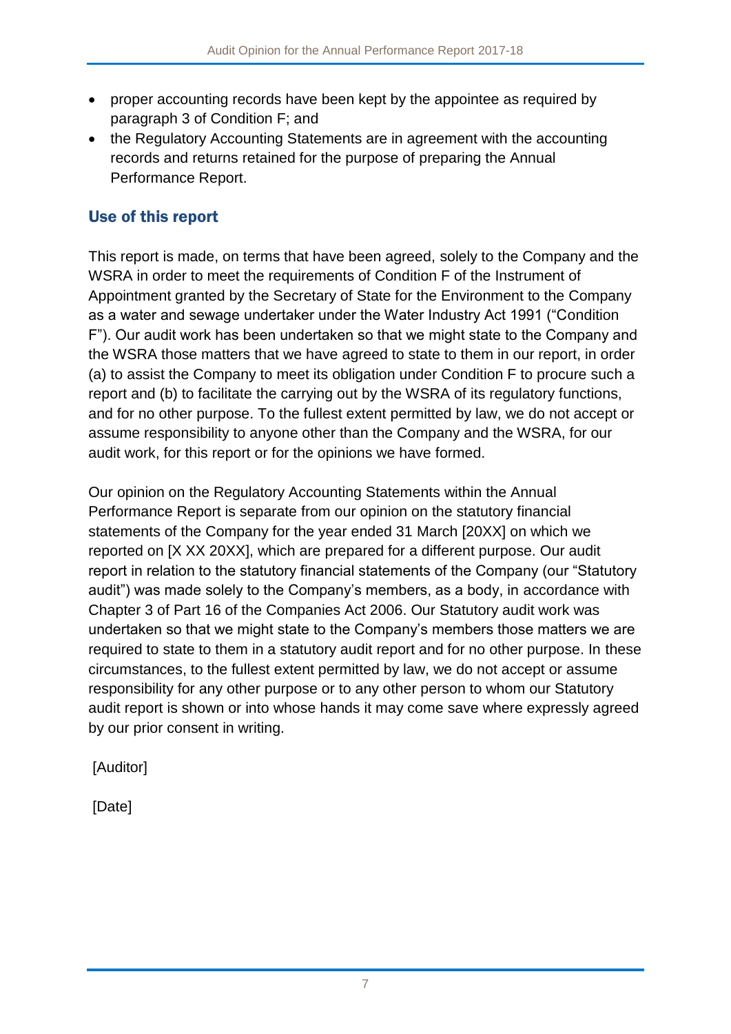- proper accounting records have been kept by the appointee as required by paragraph 3 of Condition F; and
- the Regulatory Accounting Statements are in agreement with the accounting records and returns retained for the purpose of preparing the Annual Performance Report.

## Use of this report

This report is made, on terms that have been agreed, solely to the Company and the WSRA in order to meet the requirements of Condition F of the Instrument of Appointment granted by the Secretary of State for the Environment to the Company as a water and sewage undertaker under the Water Industry Act 1991 ("Condition F"). Our audit work has been undertaken so that we might state to the Company and the WSRA those matters that we have agreed to state to them in our report, in order (a) to assist the Company to meet its obligation under Condition F to procure such a report and (b) to facilitate the carrying out by the WSRA of its regulatory functions, and for no other purpose. To the fullest extent permitted by law, we do not accept or assume responsibility to anyone other than the Company and the WSRA, for our audit work, for this report or for the opinions we have formed.

Our opinion on the Regulatory Accounting Statements within the Annual Performance Report is separate from our opinion on the statutory financial statements of the Company for the year ended 31 March [20XX] on which we reported on [X XX 20XX], which are prepared for a different purpose. Our audit report in relation to the statutory financial statements of the Company (our "Statutory audit") was made solely to the Company's members, as a body, in accordance with Chapter 3 of Part 16 of the Companies Act 2006. Our Statutory audit work was undertaken so that we might state to the Company's members those matters we are required to state to them in a statutory audit report and for no other purpose. In these circumstances, to the fullest extent permitted by law, we do not accept or assume responsibility for any other purpose or to any other person to whom our Statutory audit report is shown or into whose hands it may come save where expressly agreed by our prior consent in writing.

[Auditor]

[Date]